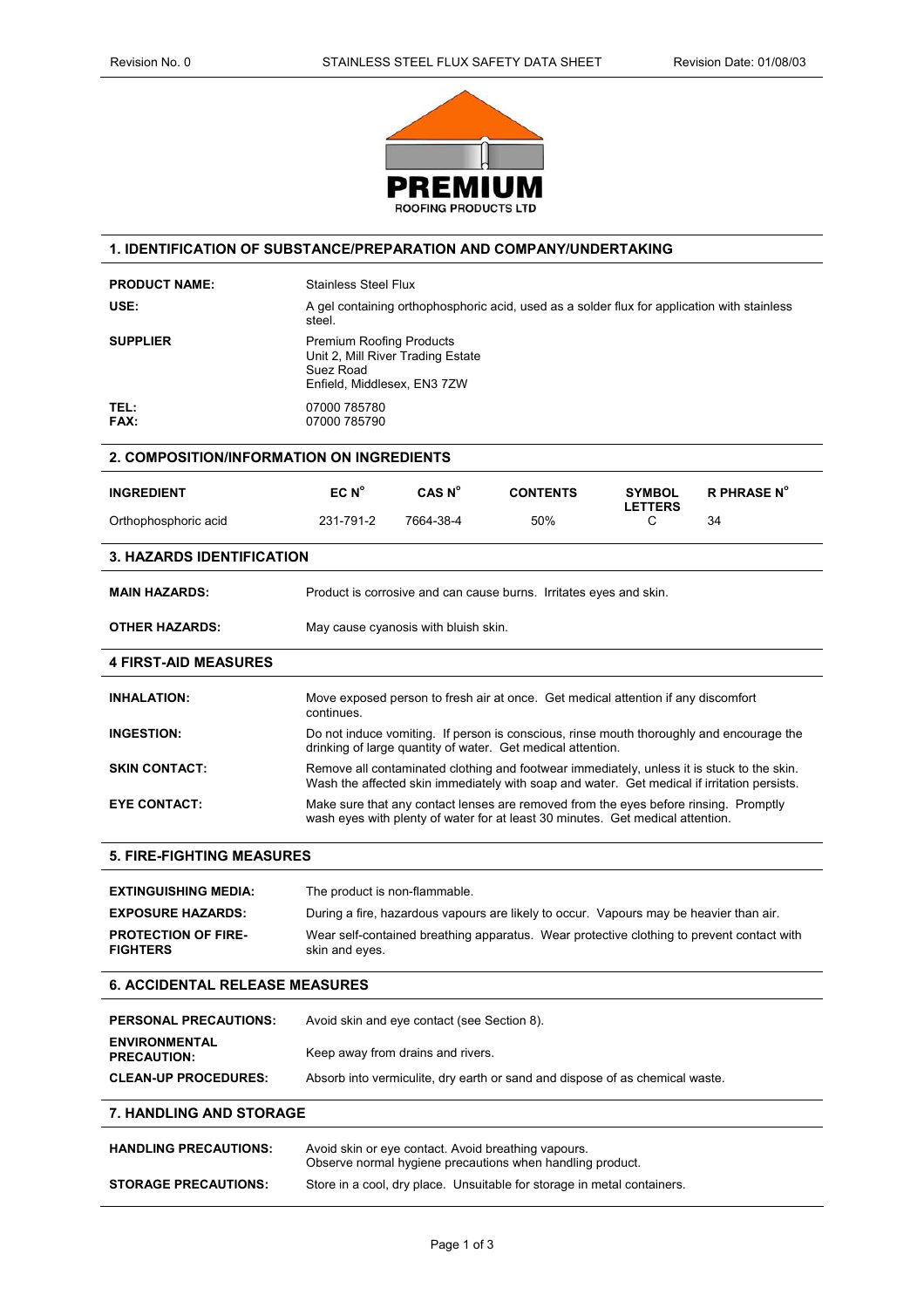**PREMIUM**
ROOFING PRODUCTS LTD

## 1. IDENTIFICATION OF SUBSTANCE/PREPARATION AND COMPANY/UNDERTAKING

| | |
|---|---|
| **PRODUCT NAME:** | Stainless Steel Flux |
| **USE:** | A gel containing orthophosphoric acid, used as a solder flux for application with stainless steel. |
| **SUPPLIER** | Premium Roofing Products<br>Unit 2, Mill River Trading Estate<br>Suez Road<br>Enfield, Middlesex, EN3 7ZW |
| **TEL:** | 07000 785780 |
| **FAX:** | 07000 785790 |

## 2. COMPOSITION/INFORMATION ON INGREDIENTS

| INGREDIENT | EC N° | CAS N° | CONTENTS | SYMBOL LETTERS | R PHRASE N° |
|---|---|---|---|---|---|
| Orthophosphoric acid | 231-791-2 | 7664-38-4 | 50% | C | 34 |

## 3. HAZARDS IDENTIFICATION

| | |
|---|---|
| **MAIN HAZARDS:** | Product is corrosive and can cause burns. Irritates eyes and skin. |
| **OTHER HAZARDS:** | May cause cyanosis with bluish skin. |

## 4 FIRST-AID MEASURES

| | |
|---|---|
| **INHALATION:** | Move exposed person to fresh air at once. Get medical attention if any discomfort continues. |
| **INGESTION:** | Do not induce vomiting. If person is conscious, rinse mouth thoroughly and encourage the drinking of large quantity of water. Get medical attention. |
| **SKIN CONTACT:** | Remove all contaminated clothing and footwear immediately, unless it is stuck to the skin. Wash the affected skin immediately with soap and water. Get medical if irritation persists. |
| **EYE CONTACT:** | Make sure that any contact lenses are removed from the eyes before rinsing. Promptly wash eyes with plenty of water for at least 30 minutes. Get medical attention. |

## 5. FIRE-FIGHTING MEASURES

| | |
|---|---|
| **EXTINGUISHING MEDIA:** | The product is non-flammable. |
| **EXPOSURE HAZARDS:** | During a fire, hazardous vapours are likely to occur. Vapours may be heavier than air. |
| **PROTECTION OF FIRE-FIGHTERS** | Wear self-contained breathing apparatus. Wear protective clothing to prevent contact with skin and eyes. |

## 6. ACCIDENTAL RELEASE MEASURES

| | |
|---|---|
| **PERSONAL PRECAUTIONS:** | Avoid skin and eye contact (see Section 8). |
| **ENVIRONMENTAL PRECAUTION:** | Keep away from drains and rivers. |
| **CLEAN-UP PROCEDURES:** | Absorb into vermiculite, dry earth or sand and dispose of as chemical waste. |

## 7. HANDLING AND STORAGE

| | |
|---|---|
| **HANDLING PRECAUTIONS:** | Avoid skin or eye contact. Avoid breathing vapours.<br>Observe normal hygiene precautions when handling product. |
| **STORAGE PRECAUTIONS:** | Store in a cool, dry place. Unsuitable for storage in metal containers. |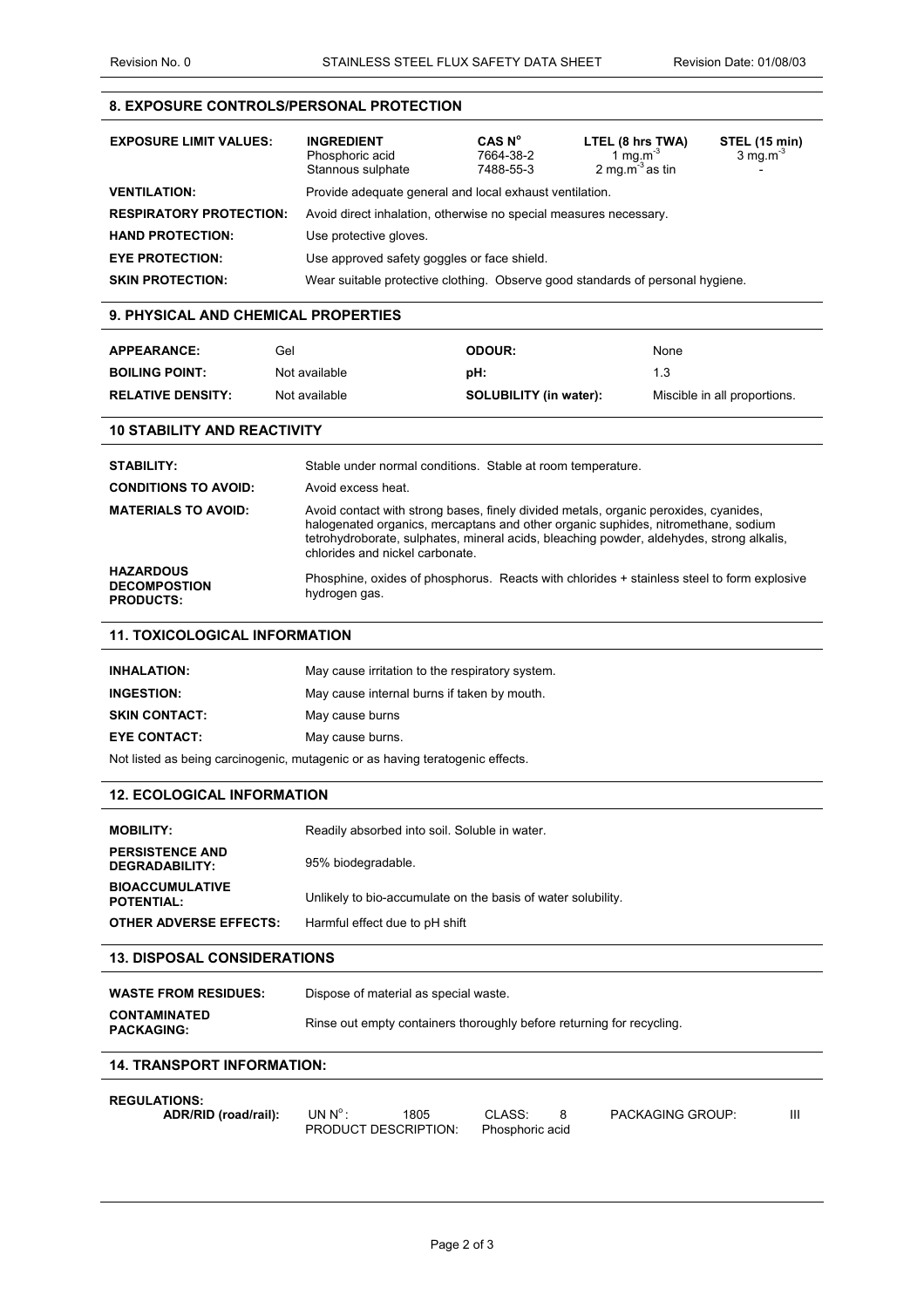## 8. EXPOSURE CONTROLS/PERSONAL PROTECTION

| EXPOSURE LIMIT VALUES: | INGREDIENT | CAS N° | LTEL (8 hrs TWA) | STEL (15 min) |
|---|---|---|---|---|
| | Phosphoric acid | 7664-38-2 | 1 $mg.m^{-3}$ | 3 $mg.m^{-3}$ |
| | Stannous sulphate | 7488-55-3 | 2 $mg.m^{-3}$ as tin | - |

**VENTILATION:** Provide adequate general and local exhaust ventilation.

**RESPIRATORY PROTECTION:** Avoid direct inhalation, otherwise no special measures necessary.

**HAND PROTECTION:** Use protective gloves.

**EYE PROTECTION:** Use approved safety goggles or face shield.

**SKIN PROTECTION:** Wear suitable protective clothing. Observe good standards of personal hygiene.

## 9. PHYSICAL AND CHEMICAL PROPERTIES

| | | | |
|---|---|---|---|
| **APPEARANCE:** | Gel | **ODOUR:** | None |
| **BOILING POINT:** | Not available | **pH:** | 1.3 |
| **RELATIVE DENSITY:** | Not available | **SOLUBILITY (in water):** | Miscible in all proportions. |

## 10 STABILITY AND REACTIVITY

**STABILITY:** Stable under normal conditions. Stable at room temperature.

**CONDITIONS TO AVOID:** Avoid excess heat.

**MATERIALS TO AVOID:** Avoid contact with strong bases, finely divided metals, organic peroxides, cyanides, halogenated organics, mercaptans and other organic suphides, nitromethane, sodium tetrohydroborate, sulphates, mineral acids, bleaching powder, aldehydes, strong alkalis, chlorides and nickel carbonate.

**HAZARDOUS DECOMPOSTION PRODUCTS:** Phosphine, oxides of phosphorus. Reacts with chlorides + stainless steel to form explosive hydrogen gas.

## 11. TOXICOLOGICAL INFORMATION

**INHALATION:** May cause irritation to the respiratory system.

**INGESTION:** May cause internal burns if taken by mouth.

**SKIN CONTACT:** May cause burns

**EYE CONTACT:** May cause burns.

Not listed as being carcinogenic, mutagenic or as having teratogenic effects.

## 12. ECOLOGICAL INFORMATION

**MOBILITY:** Readily absorbed into soil. Soluble in water.

**PERSISTENCE AND DEGRADABILITY:** 95% biodegradable.

**BIOACCUMULATIVE POTENTIAL:** Unlikely to bio-accumulate on the basis of water solubility.

**OTHER ADVERSE EFFECTS:** Harmful effect due to pH shift

## 13. DISPOSAL CONSIDERATIONS

**WASTE FROM RESIDUES:** Dispose of material as special waste.

**CONTAMINATED PACKAGING:** Rinse out empty containers thoroughly before returning for recycling.

## 14. TRANSPORT INFORMATION:

**REGULATIONS:**

| | | | | | | |
|---|---|---|---|---|---|---|
| **ADR/RID (road/rail):** | UN N°: | 1805 | CLASS: | 8 | PACKAGING GROUP: | III |
| | PRODUCT DESCRIPTION: | | Phosphoric acid | | | |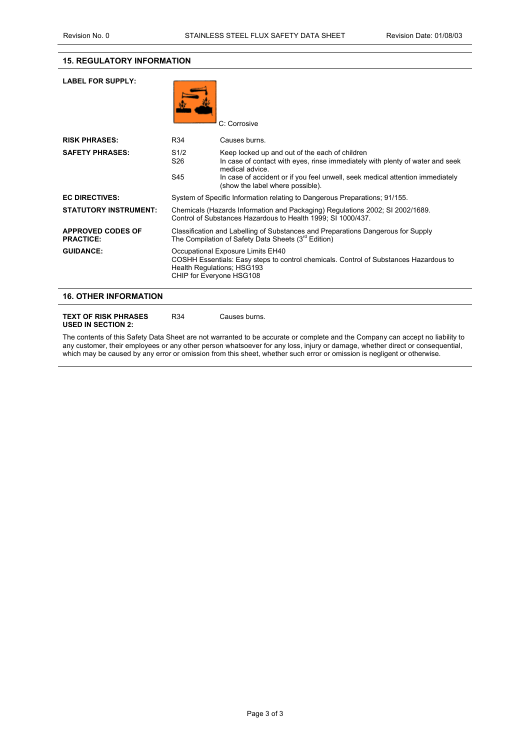## 15. REGULATORY INFORMATION

| | | |
|---|---|---|
| **LABEL FOR SUPPLY:** | C: Corrosive | |
| **RISK PHRASES:** | R34 | Causes burns. |
| **SAFETY PHRASES:** | S1/2 | Keep locked up and out of the each of children |
| | S26 | In case of contact with eyes, rinse immediately with plenty of water and seek medical advice. |
| | S45 | In case of accident or if you feel unwell, seek medical attention immediately (show the label where possible). |
| **EC DIRECTIVES:** | System of Specific Information relating to Dangerous Preparations; 91/155. | |
| **STATUTORY INSTRUMENT:** | Chemicals (Hazards Information and Packaging) Regulations 2002; SI 2002/1689. Control of Substances Hazardous to Health 1999; SI 1000/437. | |
| **APPROVED CODES OF PRACTICE:** | Classification and Labelling of Substances and Preparations Dangerous for Supply The Compilation of Safety Data Sheets (3rd Edition) | |
| **GUIDANCE:** | Occupational Exposure Limits EH40 COSHH Essentials: Easy steps to control chemicals. Control of Substances Hazardous to Health Regulations; HSG193 CHIP for Everyone HSG108 | |

## 16. OTHER INFORMATION

| | | |
|---|---|---|
| **TEXT OF RISK PHRASES USED IN SECTION 2:** | R34 | Causes burns. |

The contents of this Safety Data Sheet are not warranted to be accurate or complete and the Company can accept no liability to any customer, their employees or any other person whatsoever for any loss, injury or damage, whether direct or consequential, which may be caused by any error or omission from this sheet, whether such error or omission is negligent or otherwise.